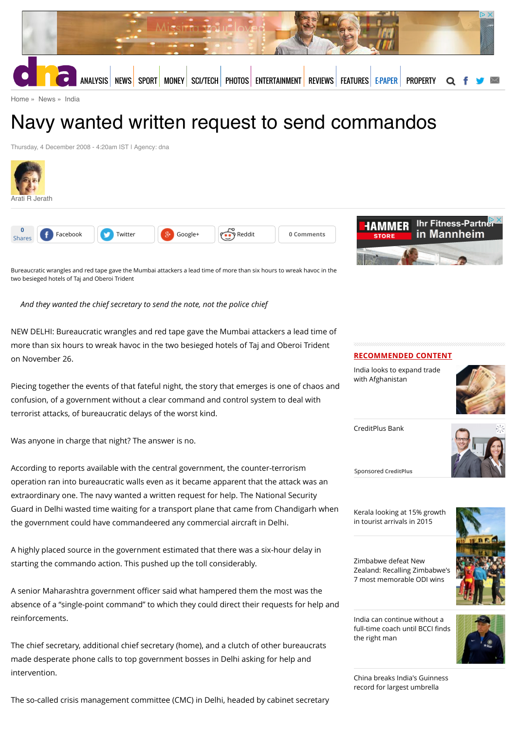Home » News » India

# Navy wanted written request to send commandos

Thursday, 4 December 2008 - 4:20am IST | Agency: dna

Arati R Jerath

Bureaucratic wrangles and red tape gave the Mumbai attackers a lead time of more than six hours to wreak havoc in the two besieged hotels of Taj and Oberoi Trident

*And they wanted the chief secretary to send the note, not the police chief*

NEW DELHI: Bureaucratic wrangles and red tape gave the Mumbai attackers a lead time of more than six hours to wreak havoc in the two besieged hotels of Taj and Oberoi Trident on November 26.

Piecing together the events of that fateful night, the story that emerges is one of chaos and confusion, of a government without a clear command and control system to deal with terrorist attacks, of bureaucratic delays of the worst kind.

Was anyone in charge that night? The answer is no.

According to reports available with the central government, the counter-terrorism operation ran into bureaucratic walls even as it became apparent that the attack was an extraordinary one. The navy wanted a written request for help. The National Security Guard in Delhi wasted time waiting for a transport plane that came from Chandigarh when the government could have commandeered any commercial aircraft in Delhi.

A highly placed source in the government estimated that there was a six-hour delay in starting the commando action. This pushed up the toll considerably.

A senior Maharashtra government officer said what hampered them the most was the absence of a “single-point command” to which they could direct their requests for help and reinforcements.

The chief secretary, additional chief secretary (home), and a clutch of other bureaucrats made desperate phone calls to top government bosses in Delhi asking for help and intervention.

The so-called crisis management committee (CMC) in Delhi, headed by cabinet secretary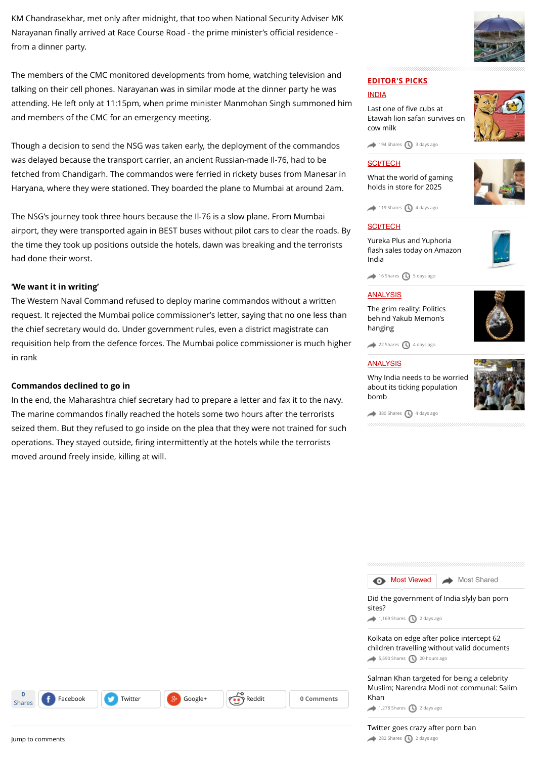KM Chandrasekhar, met only after midnight, that too when National Security Adviser MK Narayanan finally arrived at Race Course Road - the prime minister's official residence - from a dinner party.

The members of the CMC monitored developments from home, watching television and talking on their cell phones. Narayanan was in similar mode at the dinner party he was attending. He left only at 11:15pm, when prime minister Manmohan Singh summoned him and members of the CMC for an emergency meeting.

Though a decision to send the NSG was taken early, the deployment of the commandos was delayed because the transport carrier, an ancient Russian-made Il-76, had to be fetched from Chandigarh. The commandos were ferried in rickety buses from Manesar in Haryana, where they were stationed. They boarded the plane to Mumbai at around 2am.

The NSG's journey took three hours because the Il-76 is a slow plane. From Mumbai airport, they were transported again in BEST buses without pilot cars to clear the roads. By the time they took up positions outside the hotels, dawn was breaking and the terrorists had done their worst.

**'We want it in writing'**

The Western Naval Command refused to deploy marine commandos without a written request. It rejected the Mumbai police commissioner's letter, saying that no one less than the chief secretary would do. Under government rules, even a district magistrate can requisition help from the defence forces. The Mumbai police commissioner is much higher in rank

**Commandos declined to go in**

In the end, the Maharashtra chief secretary had to prepare a letter and fax it to the navy. The marine commandos finally reached the hotels some two hours after the terrorists seized them. But they refused to go inside on the plea that they were not trained for such operations. They stayed outside, firing intermittently at the hotels while the terrorists moved around freely inside, killing at will.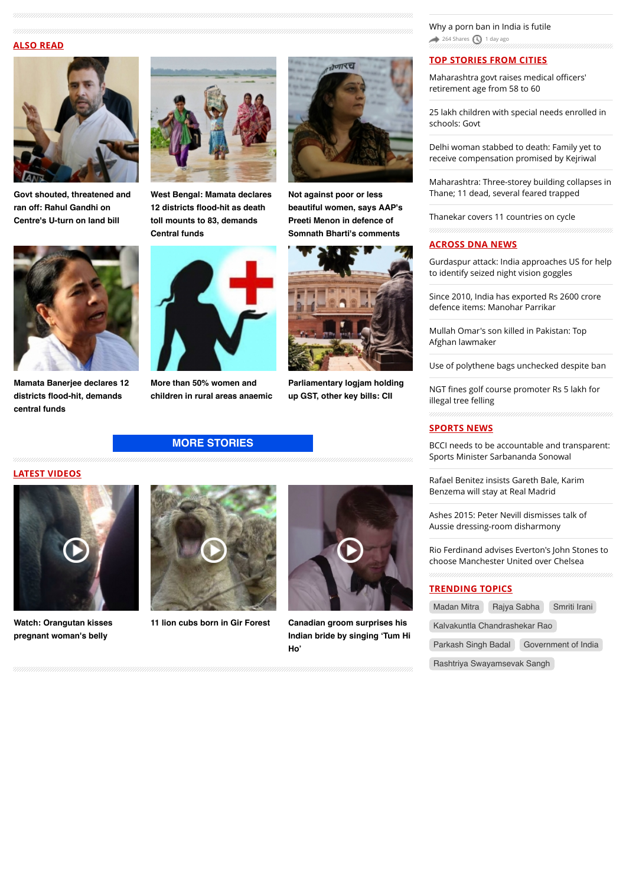## ALSO READ

**Govt shouted, threatened and ran off: Rahul Gandhi on Centre's U-turn on land bill**

**West Bengal: Mamata declares 12 districts flood-hit as death toll mounts to 83, demands Central funds**

**Not against poor or less beautiful women, says AAP's Preeti Menon in defence of Somnath Bharti's comments**

**Mamata Banerjee declares 12 districts flood-hit, demands central funds**

**More than 50% women and children in rural areas anaemic**

**Parliamentary logjam holding up GST, other key bills: CII**

MORE STORIES

## LATEST VIDEOS

**Watch: Orangutan kisses pregnant woman's belly**

**11 lion cubs born in Gir Forest**

**Canadian groom surprises his Indian bride by singing 'Tum Hi Ho'**

Why a porn ban in India is futile

264 Shares 1 day ago

## TOP STORIES FROM CITIES

Maharashtra govt raises medical officers' retirement age from 58 to 60

25 lakh children with special needs enrolled in schools: Govt

Delhi woman stabbed to death: Family yet to receive compensation promised by Kejriwal

Maharashtra: Three-storey building collapses in Thane; 11 dead, several feared trapped

Thanekar covers 11 countries on cycle

## ACROSS DNA NEWS

Gurdaspur attack: India approaches US for help to identify seized night vision goggles

Since 2010, India has exported Rs 2600 crore defence items: Manohar Parrikar

Mullah Omar's son killed in Pakistan: Top Afghan lawmaker

Use of polythene bags unchecked despite ban

NGT fines golf course promoter Rs 5 lakh for illegal tree felling

## SPORTS NEWS

BCCI needs to be accountable and transparent: Sports Minister Sarbananda Sonowal

Rafael Benitez insists Gareth Bale, Karim Benzema will stay at Real Madrid

Ashes 2015: Peter Nevill dismisses talk of Aussie dressing-room disharmony

Rio Ferdinand advises Everton's John Stones to choose Manchester United over Chelsea

## TRENDING TOPICS

Madan Mitra | Rajya Sabha | Smriti Irani | Kalvakuntla Chandrashekar Rao | Parkash Singh Badal | Government of India | Rashtriya Swayamsevak Sangh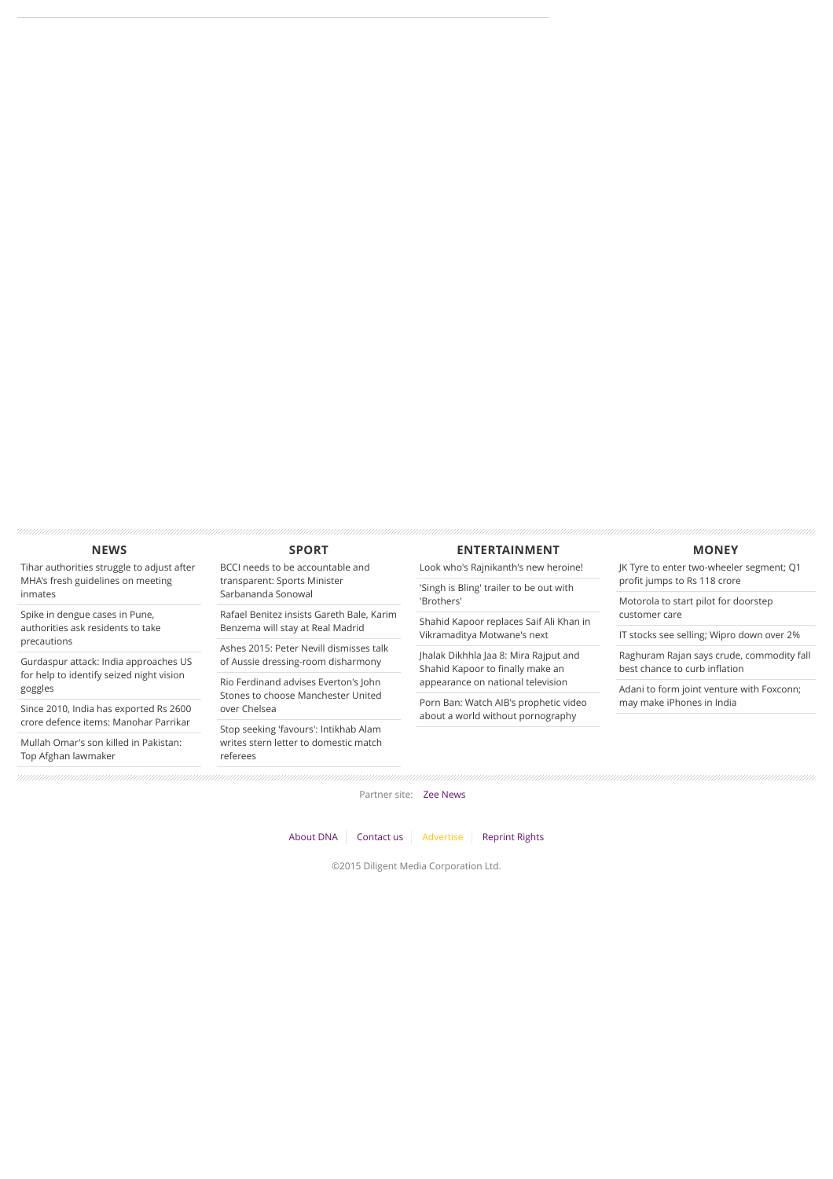## NEWS

- Tihar authorities struggle to adjust after MHA's fresh guidelines on meeting inmates
- Spike in dengue cases in Pune, authorities ask residents to take precautions
- Gurdaspur attack: India approaches US for help to identify seized night vision goggles
- Since 2010, India has exported Rs 2600 crore defence items: Manohar Parrikar
- Mullah Omar's son killed in Pakistan: Top Afghan lawmaker

## SPORT

- BCCI needs to be accountable and transparent: Sports Minister Sarbananda Sonowal
- Rafael Benitez insists Gareth Bale, Karim Benzema will stay at Real Madrid
- Ashes 2015: Peter Nevill dismisses talk of Aussie dressing-room disharmony
- Rio Ferdinand advises Everton's John Stones to choose Manchester United over Chelsea
- Stop seeking 'favours': Intikhab Alam writes stern letter to domestic match referees

## ENTERTAINMENT

- Look who's Rajnikanth's new heroine!
- 'Singh is Bling' trailer to be out with 'Brothers'
- Shahid Kapoor replaces Saif Ali Khan in Vikramaditya Motwane's next
- Jhalak Dikhhla Jaa 8: Mira Rajput and Shahid Kapoor to finally make an appearance on national television
- Porn Ban: Watch AIB's prophetic video about a world without pornography

## MONEY

- JK Tyre to enter two-wheeler segment; Q1 profit jumps to Rs 118 crore
- Motorola to start pilot for doorstep customer care
- IT stocks see selling; Wipro down over 2%
- Raghuram Rajan says crude, commodity fall best chance to curb inflation
- Adani to form joint venture with Foxconn; may make iPhones in India

Partner site: Zee News

About DNA | Contact us | Advertise | Reprint Rights

©2015 Diligent Media Corporation Ltd.